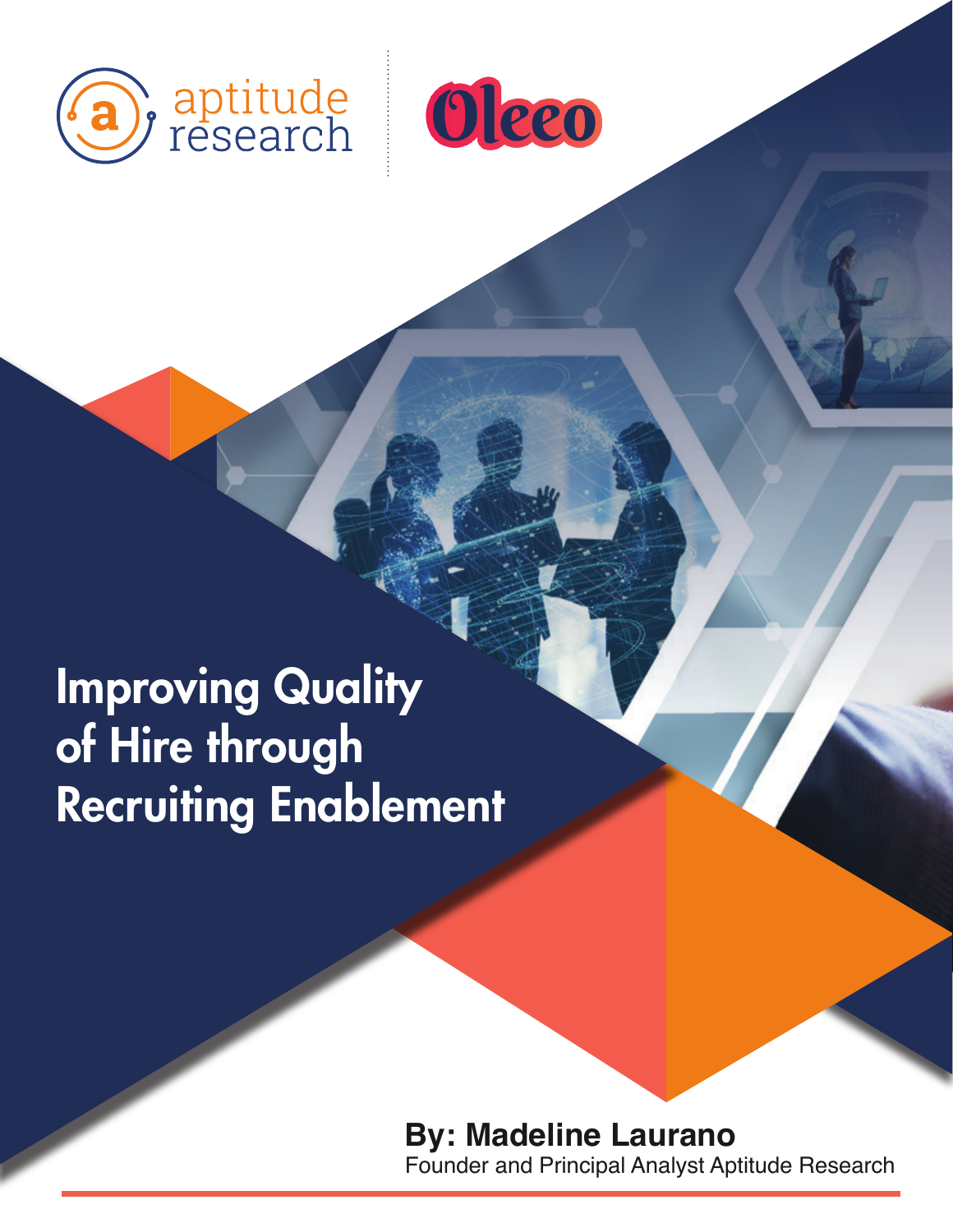aptitude research

Oleeo

# Improving Quality of Hire through Recruiting Enablement

**By: Madeline Laurano**

Founder and Principal Analyst Aptitude Research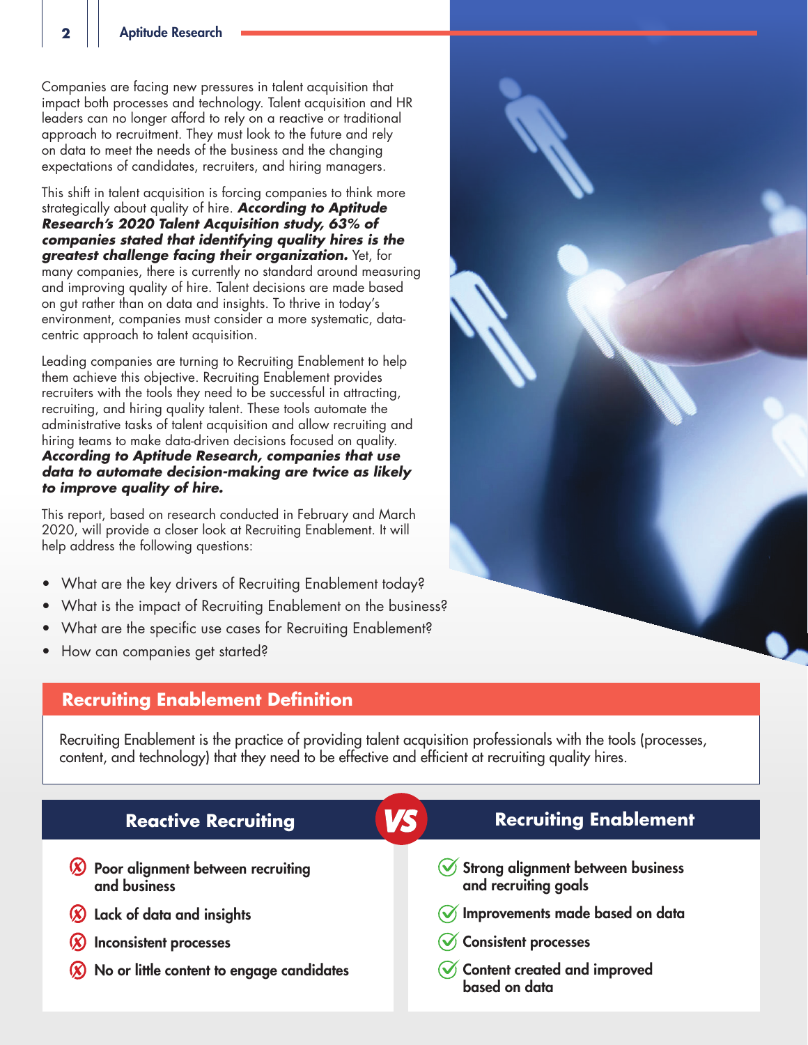Companies are facing new pressures in talent acquisition that impact both processes and technology. Talent acquisition and HR leaders can no longer afford to rely on a reactive or traditional approach to recruitment. They must look to the future and rely on data to meet the needs of the business and the changing expectations of candidates, recruiters, and hiring managers.

This shift in talent acquisition is forcing companies to think more strategically about quality of hire. ***According to Aptitude Research's 2020 Talent Acquisition study, 63% of companies stated that identifying quality hires is the greatest challenge facing their organization.*** Yet, for many companies, there is currently no standard around measuring and improving quality of hire. Talent decisions are made based on gut rather than on data and insights. To thrive in today's environment, companies must consider a more systematic, data-centric approach to talent acquisition.

Leading companies are turning to Recruiting Enablement to help them achieve this objective. Recruiting Enablement provides recruiters with the tools they need to be successful in attracting, recruiting, and hiring quality talent. These tools automate the administrative tasks of talent acquisition and allow recruiting and hiring teams to make data-driven decisions focused on quality. ***According to Aptitude Research, companies that use data to automate decision-making are twice as likely to improve quality of hire.***

This report, based on research conducted in February and March 2020, will provide a closer look at Recruiting Enablement. It will help address the following questions:

- What are the key drivers of Recruiting Enablement today?
- What is the impact of Recruiting Enablement on the business?
- What are the specific use cases for Recruiting Enablement?
- How can companies get started?

## Recruiting Enablement Definition

Recruiting Enablement is the practice of providing talent acquisition professionals with the tools (processes, content, and technology) that they need to be effective and efficient at recruiting quality hires.

| Reactive Recruiting | VS | Recruiting Enablement |
| --- | --- | --- |
| ☒ Poor alignment between recruiting and business | | ✓ Strong alignment between business and recruiting goals |
| ☒ Lack of data and insights | | ✓ Improvements made based on data |
| ☒ Inconsistent processes | | ✓ Consistent processes |
| ☒ No or little content to engage candidates | | ✓ Content created and improved based on data |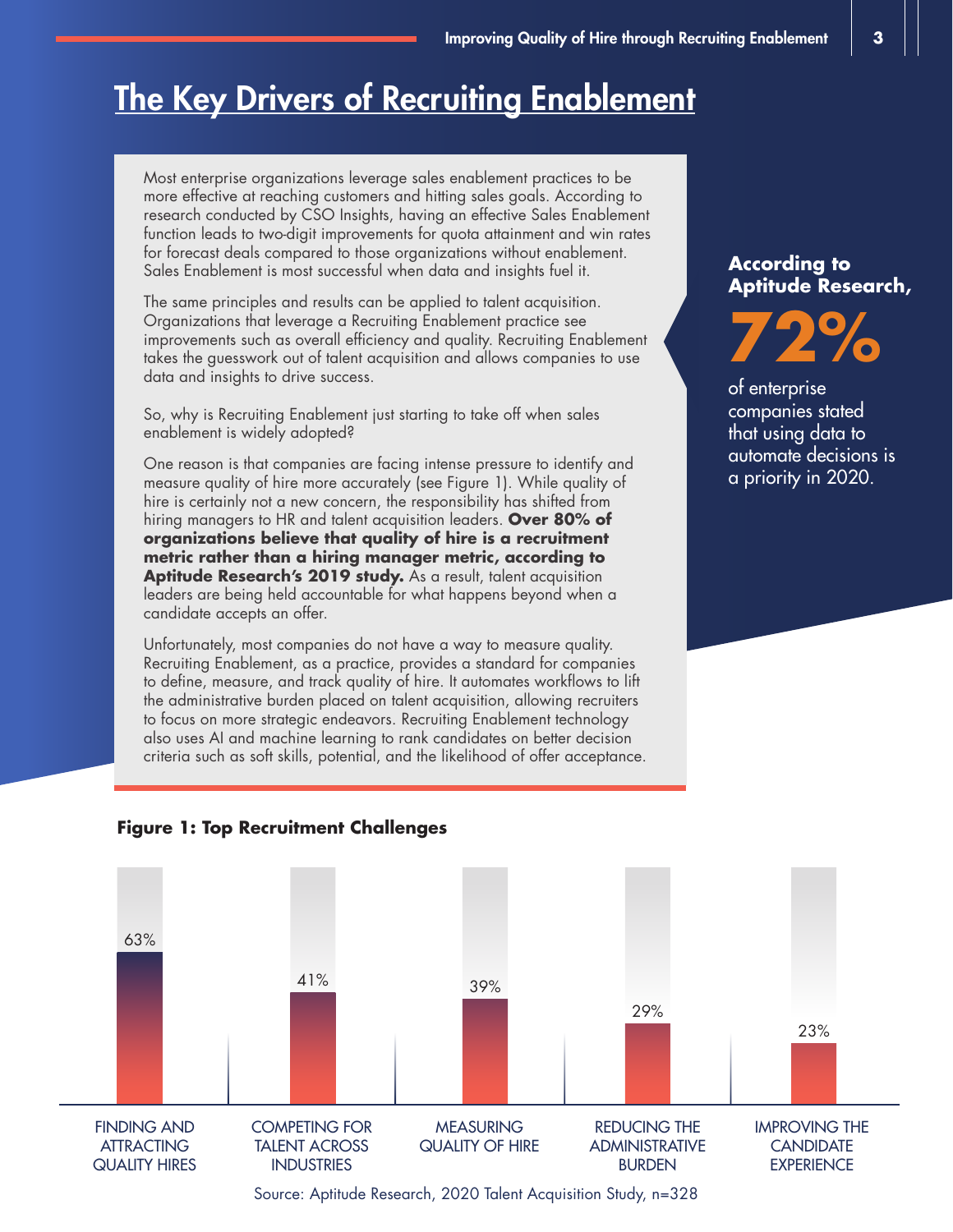# The Key Drivers of Recruiting Enablement

Most enterprise organizations leverage sales enablement practices to be more effective at reaching customers and hitting sales goals. According to research conducted by CSO Insights, having an effective Sales Enablement function leads to two-digit improvements for quota attainment and win rates for forecast deals compared to those organizations without enablement. Sales Enablement is most successful when data and insights fuel it.

The same principles and results can be applied to talent acquisition. Organizations that leverage a Recruiting Enablement practice see improvements such as overall efficiency and quality. Recruiting Enablement takes the guesswork out of talent acquisition and allows companies to use data and insights to drive success.

So, why is Recruiting Enablement just starting to take off when sales enablement is widely adopted?

One reason is that companies are facing intense pressure to identify and measure quality of hire more accurately (see Figure 1). While quality of hire is certainly not a new concern, the responsibility has shifted from hiring managers to HR and talent acquisition leaders. **Over 80% of organizations believe that quality of hire is a recruitment metric rather than a hiring manager metric, according to Aptitude Research's 2019 study.** As a result, talent acquisition leaders are being held accountable for what happens beyond when a candidate accepts an offer.

Unfortunately, most companies do not have a way to measure quality. Recruiting Enablement, as a practice, provides a standard for companies to define, measure, and track quality of hire. It automates workflows to lift the administrative burden placed on talent acquisition, allowing recruiters to focus on more strategic endeavors. Recruiting Enablement technology also uses AI and machine learning to rank candidates on better decision criteria such as soft skills, potential, and the likelihood of offer acceptance.

**According to Aptitude Research,**

**72%**

of enterprise companies stated that using data to automate decisions is a priority in 2020.

**Figure 1: Top Recruitment Challenges**

| Challenge | Percentage |
| --- | --- |
| Finding and attracting quality hires | 63% |
| Competing for talent across industries | 41% |
| Measuring quality of hire | 39% |
| Reducing the administrative burden | 29% |
| Improving the candidate experience | 23% |

Source: Aptitude Research, 2020 Talent Acquisition Study, n=328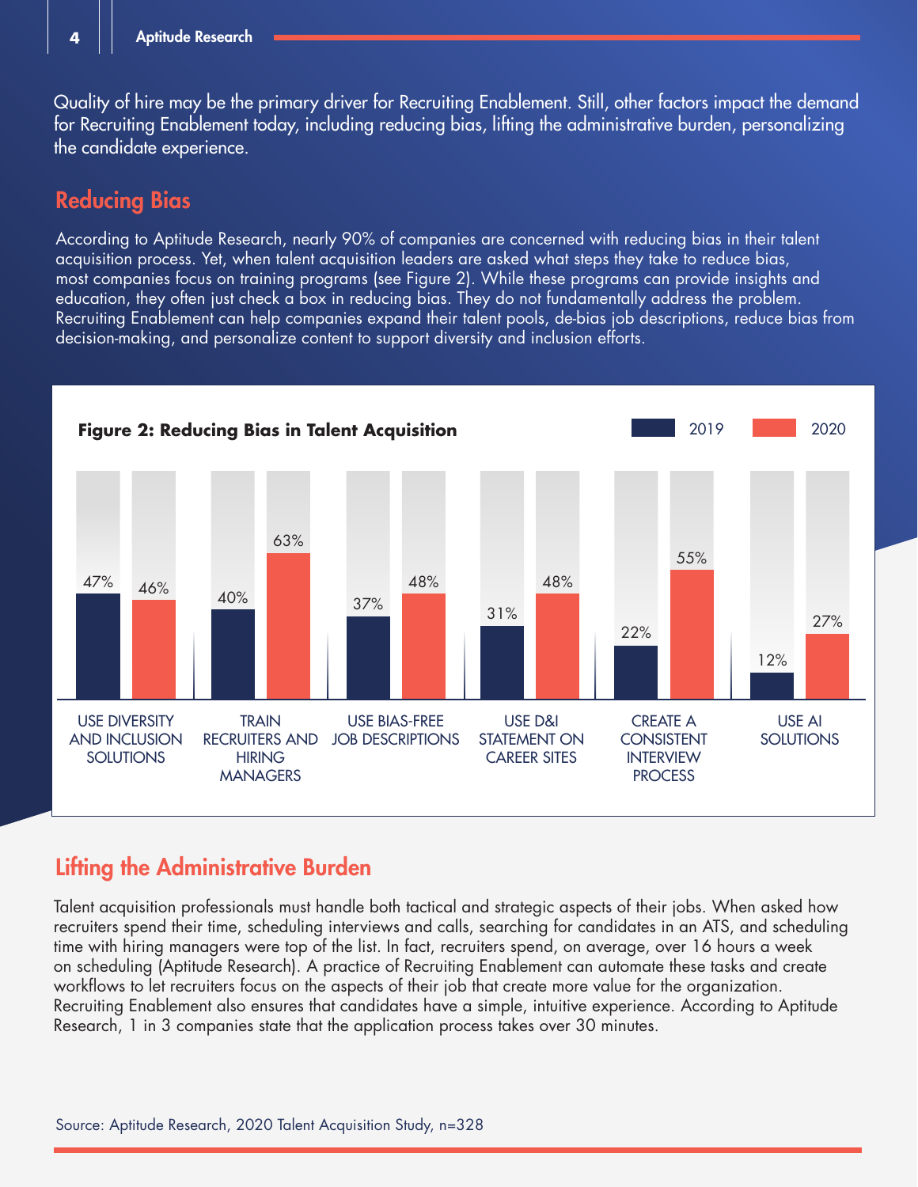Quality of hire may be the primary driver for Recruiting Enablement. Still, other factors impact the demand for Recruiting Enablement today, including reducing bias, lifting the administrative burden, personalizing the candidate experience.

## Reducing Bias

According to Aptitude Research, nearly 90% of companies are concerned with reducing bias in their talent acquisition process. Yet, when talent acquisition leaders are asked what steps they take to reduce bias, most companies focus on training programs (see Figure 2). While these programs can provide insights and education, they often just check a box in reducing bias. They do not fundamentally address the problem. Recruiting Enablement can help companies expand their talent pools, de-bias job descriptions, reduce bias from decision-making, and personalize content to support diversity and inclusion efforts.

**Figure 2: Reducing Bias in Talent Acquisition**

| | 2019 | 2020 |
|---|---|---|
| USE DIVERSITY AND INCLUSION SOLUTIONS | 47% | 46% |
| TRAIN RECRUITERS AND HIRING MANAGERS | 40% | 63% |
| USE BIAS-FREE JOB DESCRIPTIONS | 37% | 48% |
| USE D&I STATEMENT ON CAREER SITES | 31% | 48% |
| CREATE A CONSISTENT INTERVIEW PROCESS | 22% | 55% |
| USE AI SOLUTIONS | 12% | 27% |

## Lifting the Administrative Burden

Talent acquisition professionals must handle both tactical and strategic aspects of their jobs. When asked how recruiters spend their time, scheduling interviews and calls, searching for candidates in an ATS, and scheduling time with hiring managers were top of the list. In fact, recruiters spend, on average, over 16 hours a week on scheduling (Aptitude Research). A practice of Recruiting Enablement can automate these tasks and create workflows to let recruiters focus on the aspects of their job that create more value for the organization. Recruiting Enablement also ensures that candidates have a simple, intuitive experience. According to Aptitude Research, 1 in 3 companies state that the application process takes over 30 minutes.

Source: Aptitude Research, 2020 Talent Acquisition Study, n=328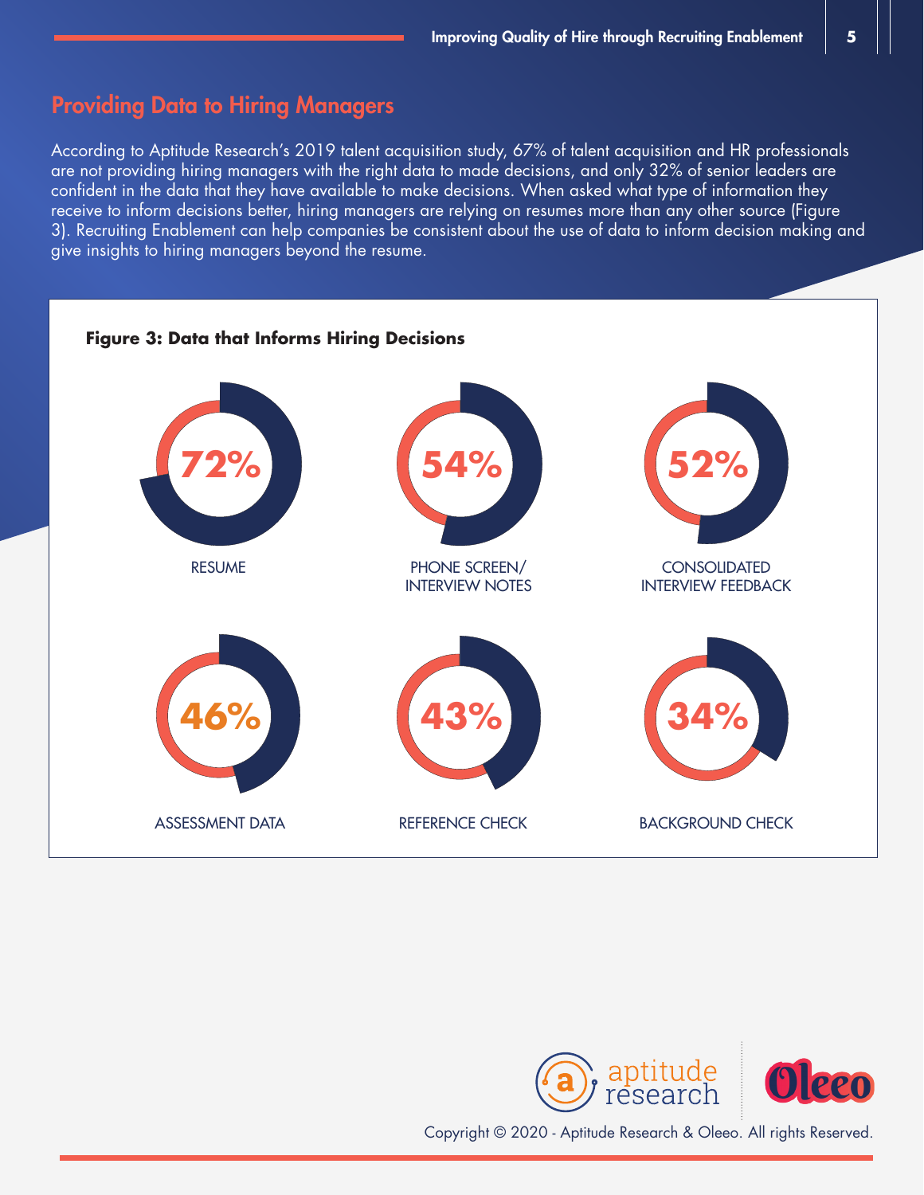## Providing Data to Hiring Managers

According to Aptitude Research's 2019 talent acquisition study, 67% of talent acquisition and HR professionals are not providing hiring managers with the right data to made decisions, and only 32% of senior leaders are confident in the data that they have available to make decisions. When asked what type of information they receive to inform decisions better, hiring managers are relying on resumes more than any other source (Figure 3). Recruiting Enablement can help companies be consistent about the use of data to inform decision making and give insights to hiring managers beyond the resume.

**Figure 3: Data that Informs Hiring Decisions**

| Data Source | Percentage |
| --- | --- |
| RESUME | 72% |
| PHONE SCREEN/ INTERVIEW NOTES | 54% |
| CONSOLIDATED INTERVIEW FEEDBACK | 52% |
| ASSESSMENT DATA | 46% |
| REFERENCE CHECK | 43% |
| BACKGROUND CHECK | 34% |

Copyright © 2020 - Aptitude Research & Oleeo. All rights Reserved.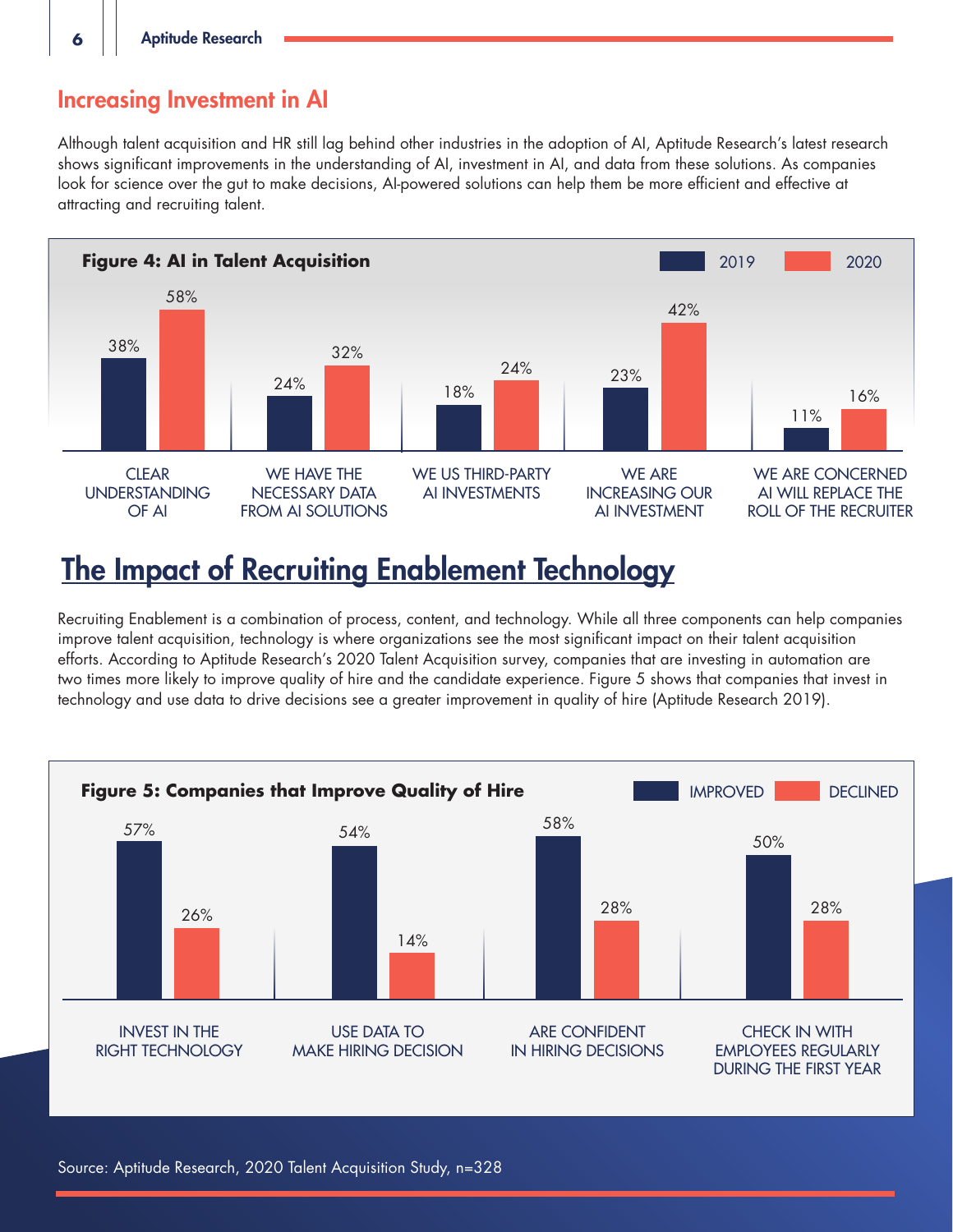## Increasing Investment in AI

Although talent acquisition and HR still lag behind other industries in the adoption of AI, Aptitude Research's latest research shows significant improvements in the understanding of AI, investment in AI, and data from these solutions. As companies look for science over the gut to make decisions, AI-powered solutions can help them be more efficient and effective at attracting and recruiting talent.

**Figure 4: AI in Talent Acquisition**

| | 2019 | 2020 |
|---|---|---|
| CLEAR UNDERSTANDING OF AI | 38% | 58% |
| WE HAVE THE NECESSARY DATA FROM AI SOLUTIONS | 24% | 32% |
| WE US THIRD-PARTY AI INVESTMENTS | 18% | 24% |
| WE ARE INCREASING OUR AI INVESTMENT | 23% | 42% |
| WE ARE CONCERNED AI WILL REPLACE THE ROLL OF THE RECRUITER | 11% | 16% |

# The Impact of Recruiting Enablement Technology

Recruiting Enablement is a combination of process, content, and technology. While all three components can help companies improve talent acquisition, technology is where organizations see the most significant impact on their talent acquisition efforts. According to Aptitude Research's 2020 Talent Acquisition survey, companies that are investing in automation are two times more likely to improve quality of hire and the candidate experience. Figure 5 shows that companies that invest in technology and use data to drive decisions see a greater improvement in quality of hire (Aptitude Research 2019).

**Figure 5: Companies that Improve Quality of Hire**

| | IMPROVED | DECLINED |
|---|---|---|
| INVEST IN THE RIGHT TECHNOLOGY | 57% | 26% |
| USE DATA TO MAKE HIRING DECISION | 54% | 14% |
| ARE CONFIDENT IN HIRING DECISIONS | 58% | 28% |
| CHECK IN WITH EMPLOYEES REGULARLY DURING THE FIRST YEAR | 50% | 28% |

Source: Aptitude Research, 2020 Talent Acquisition Study, n=328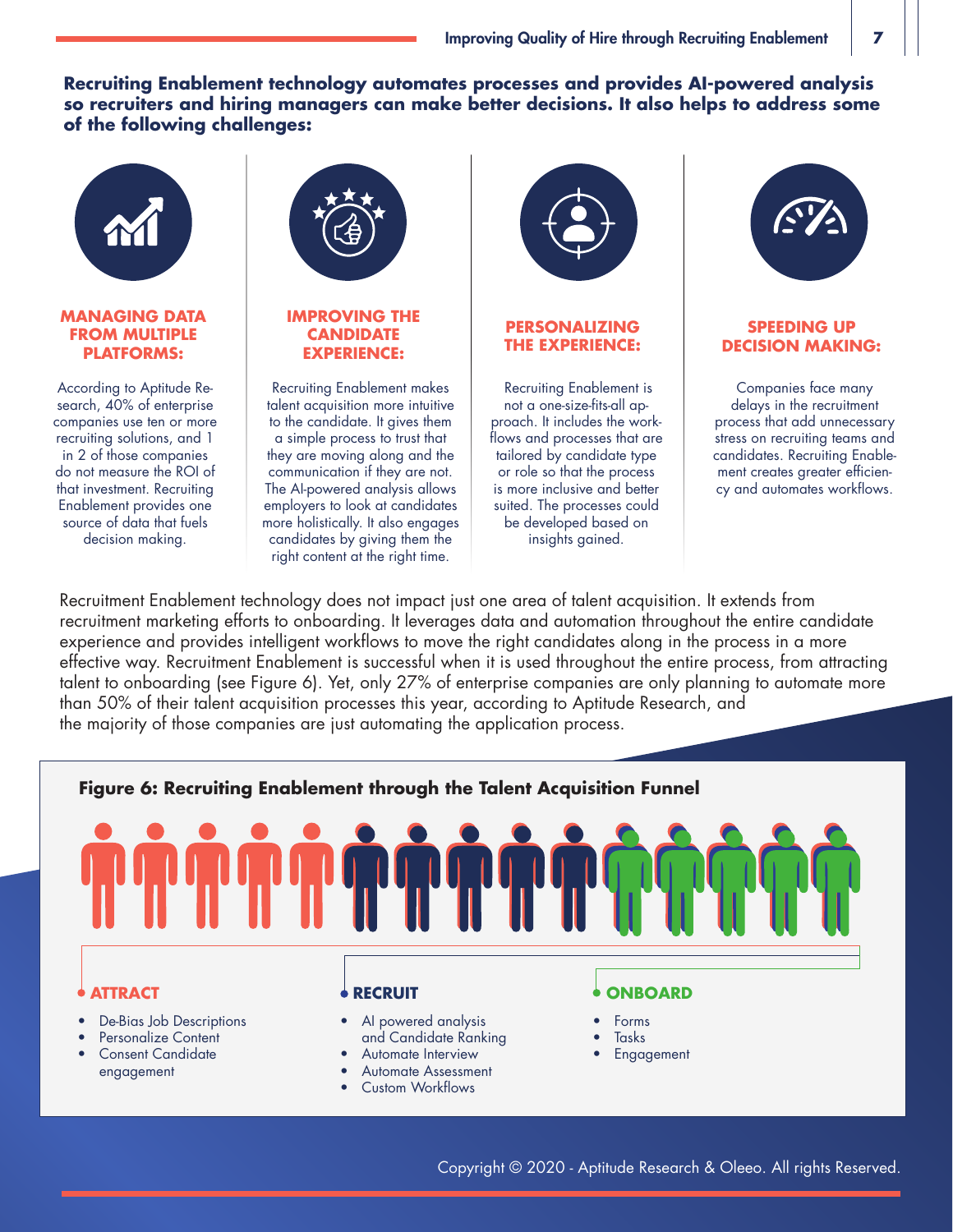**Recruiting Enablement technology automates processes and provides AI-powered analysis so recruiters and hiring managers can make better decisions. It also helps to address some of the following challenges:**

### MANAGING DATA FROM MULTIPLE PLATFORMS:

According to Aptitude Research, 40% of enterprise companies use ten or more recruiting solutions, and 1 in 2 of those companies do not measure the ROI of that investment. Recruiting Enablement provides one source of data that fuels decision making.

### IMPROVING THE CANDIDATE EXPERIENCE:

Recruiting Enablement makes talent acquisition more intuitive to the candidate. It gives them a simple process to trust that they are moving along and the communication if they are not. The AI-powered analysis allows employers to look at candidates more holistically. It also engages candidates by giving them the right content at the right time.

### PERSONALIZING THE EXPERIENCE:

Recruiting Enablement is not a one-size-fits-all approach. It includes the workflows and processes that are tailored by candidate type or role so that the process is more inclusive and better suited. The processes could be developed based on insights gained.

### SPEEDING UP DECISION MAKING:

Companies face many delays in the recruitment process that add unnecessary stress on recruiting teams and candidates. Recruiting Enablement creates greater efficiency and automates workflows.

Recruitment Enablement technology does not impact just one area of talent acquisition. It extends from recruitment marketing efforts to onboarding. It leverages data and automation throughout the entire candidate experience and provides intelligent workflows to move the right candidates along in the process in a more effective way. Recruitment Enablement is successful when it is used throughout the entire process, from attracting talent to onboarding (see Figure 6). Yet, only 27% of enterprise companies are only planning to automate more than 50% of their talent acquisition processes this year, according to Aptitude Research, and the majority of those companies are just automating the application process.

**Figure 6: Recruiting Enablement through the Talent Acquisition Funnel**

**ATTRACT**

- De-Bias Job Descriptions
- Personalize Content
- Consent Candidate engagement

**RECRUIT**

- AI powered analysis and Candidate Ranking
- Automate Interview
- Automate Assessment
- Custom Workflows

**ONBOARD**

- Forms
- Tasks
- Engagement

Copyright © 2020 - Aptitude Research & Oleeo. All rights Reserved.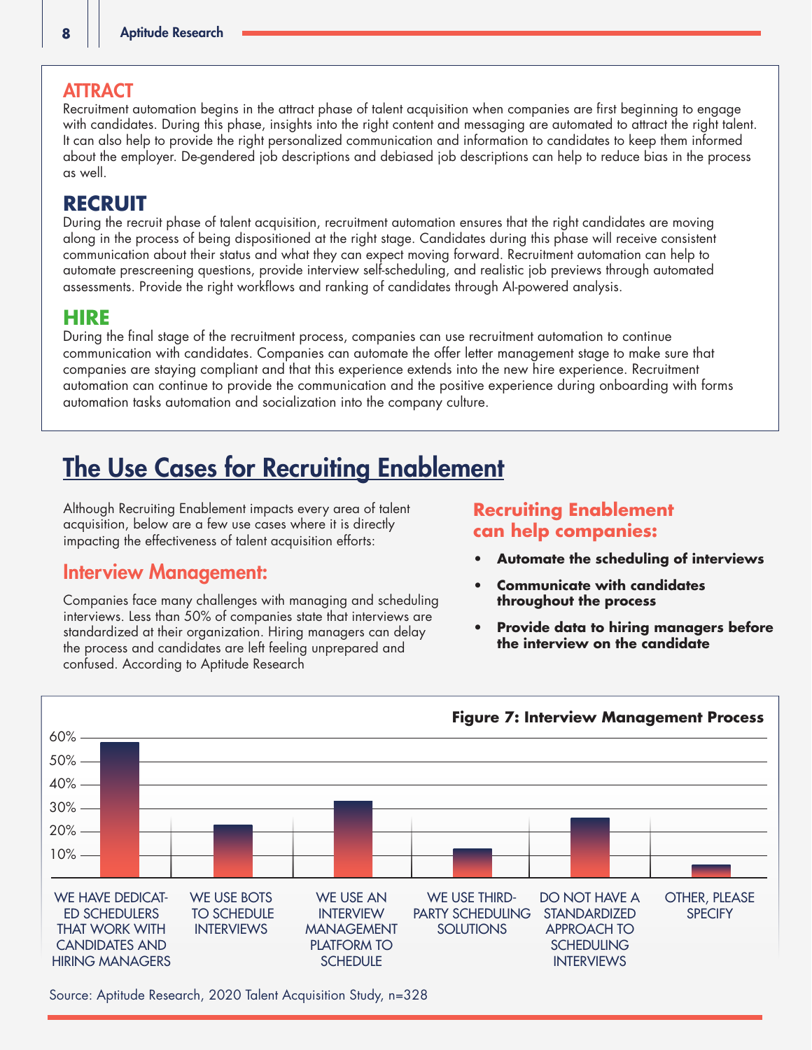## ATTRACT

Recruitment automation begins in the attract phase of talent acquisition when companies are first beginning to engage with candidates. During this phase, insights into the right content and messaging are automated to attract the right talent. It can also help to provide the right personalized communication and information to candidates to keep them informed about the employer. De-gendered job descriptions and debiased job descriptions can help to reduce bias in the process as well.

## RECRUIT

During the recruit phase of talent acquisition, recruitment automation ensures that the right candidates are moving along in the process of being dispositioned at the right stage. Candidates during this phase will receive consistent communication about their status and what they can expect moving forward. Recruitment automation can help to automate prescreening questions, provide interview self-scheduling, and realistic job previews through automated assessments. Provide the right workflows and ranking of candidates through AI-powered analysis.

## HIRE

During the final stage of the recruitment process, companies can use recruitment automation to continue communication with candidates. Companies can automate the offer letter management stage to make sure that companies are staying compliant and that this experience extends into the new hire experience. Recruitment automation can continue to provide the communication and the positive experience during onboarding with forms automation tasks automation and socialization into the company culture.

# The Use Cases for Recruiting Enablement

Although Recruiting Enablement impacts every area of talent acquisition, below are a few use cases where it is directly impacting the effectiveness of talent acquisition efforts:

## Interview Management:

Companies face many challenges with managing and scheduling interviews. Less than 50% of companies state that interviews are standardized at their organization. Hiring managers can delay the process and candidates are left feeling unprepared and confused. According to Aptitude Research

### Recruiting Enablement can help companies:

- **Automate the scheduling of interviews**
- **Communicate with candidates throughout the process**
- **Provide data to hiring managers before the interview on the candidate**

**Figure 7: Interview Management Process**

| Response | Approx. % |
|---|---|
| We have dedicated schedulers that work with candidates and hiring managers | ~58% |
| We use bots to schedule interviews | ~23% |
| We use an interview management platform to schedule | ~33% |
| We use third-party scheduling solutions | ~13% |
| Do not have a standardized approach to scheduling interviews | ~26% |
| Other, please specify | ~6% |

Source: Aptitude Research, 2020 Talent Acquisition Study, n=328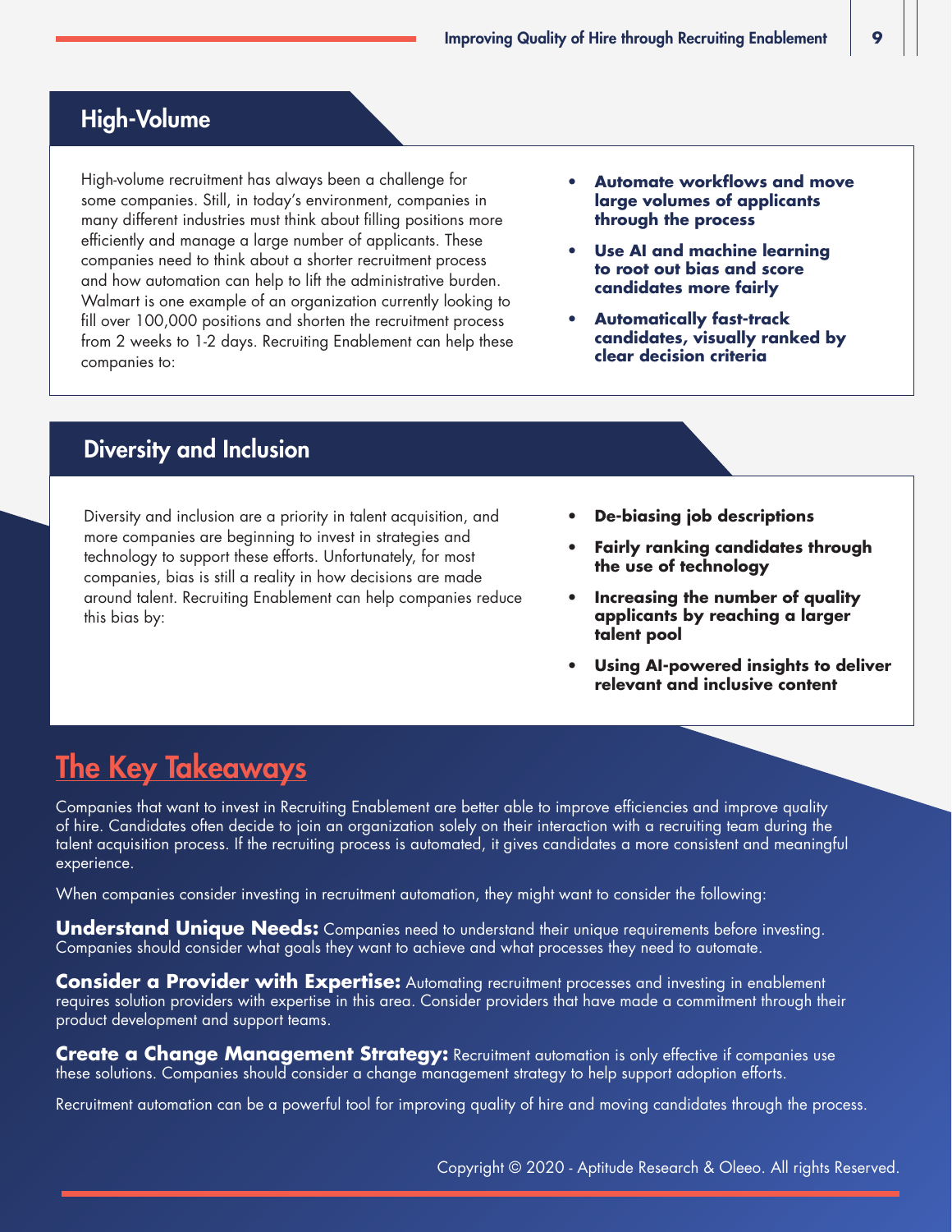## High-Volume

High-volume recruitment has always been a challenge for some companies. Still, in today's environment, companies in many different industries must think about filling positions more efficiently and manage a large number of applicants. These companies need to think about a shorter recruitment process and how automation can help to lift the administrative burden. Walmart is one example of an organization currently looking to fill over 100,000 positions and shorten the recruitment process from 2 weeks to 1-2 days. Recruiting Enablement can help these companies to:

- **Automate workflows and move large volumes of applicants through the process**
- **Use AI and machine learning to root out bias and score candidates more fairly**
- **Automatically fast-track candidates, visually ranked by clear decision criteria**

## Diversity and Inclusion

Diversity and inclusion are a priority in talent acquisition, and more companies are beginning to invest in strategies and technology to support these efforts. Unfortunately, for most companies, bias is still a reality in how decisions are made around talent. Recruiting Enablement can help companies reduce this bias by:

- **De-biasing job descriptions**
- **Fairly ranking candidates through the use of technology**
- **Increasing the number of quality applicants by reaching a larger talent pool**
- **Using AI-powered insights to deliver relevant and inclusive content**

# The Key Takeaways

Companies that want to invest in Recruiting Enablement are better able to improve efficiencies and improve quality of hire. Candidates often decide to join an organization solely on their interaction with a recruiting team during the talent acquisition process. If the recruiting process is automated, it gives candidates a more consistent and meaningful experience.

When companies consider investing in recruitment automation, they might want to consider the following:

**Understand Unique Needs:** Companies need to understand their unique requirements before investing. Companies should consider what goals they want to achieve and what processes they need to automate.

**Consider a Provider with Expertise:** Automating recruitment processes and investing in enablement requires solution providers with expertise in this area. Consider providers that have made a commitment through their product development and support teams.

**Create a Change Management Strategy:** Recruitment automation is only effective if companies use these solutions. Companies should consider a change management strategy to help support adoption efforts.

Recruitment automation can be a powerful tool for improving quality of hire and moving candidates through the process.

Copyright © 2020 - Aptitude Research & Oleeo. All rights Reserved.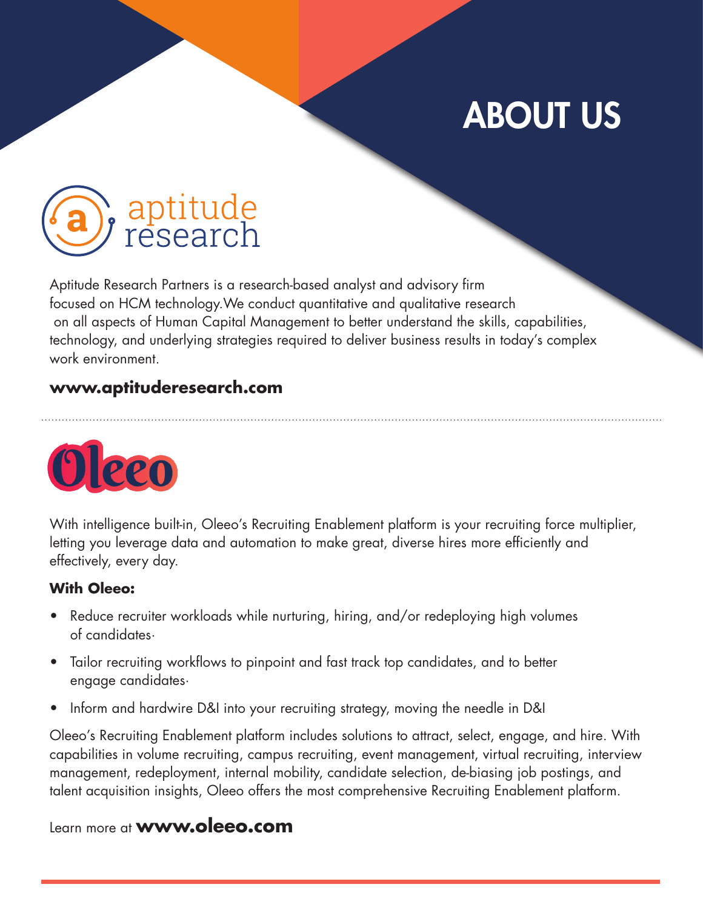# ABOUT US

aptitude research

Aptitude Research Partners is a research-based analyst and advisory firm focused on HCM technology.We conduct quantitative and qualitative research on all aspects of Human Capital Management to better understand the skills, capabilities, technology, and underlying strategies required to deliver business results in today's complex work environment.

**www.aptituderesearch.com**

---

Oleeo

With intelligence built-in, Oleeo's Recruiting Enablement platform is your recruiting force multiplier, letting you leverage data and automation to make great, diverse hires more efficiently and effectively, every day.

**With Oleeo:**

- Reduce recruiter workloads while nurturing, hiring, and/or redeploying high volumes of candidates.
- Tailor recruiting workflows to pinpoint and fast track top candidates, and to better engage candidates.
- Inform and hardwire D&I into your recruiting strategy, moving the needle in D&I

Oleeo's Recruiting Enablement platform includes solutions to attract, select, engage, and hire. With capabilities in volume recruiting, campus recruiting, event management, virtual recruiting, interview management, redeployment, internal mobility, candidate selection, de-biasing job postings, and talent acquisition insights, Oleeo offers the most comprehensive Recruiting Enablement platform.

Learn more at **www.oleeo.com**